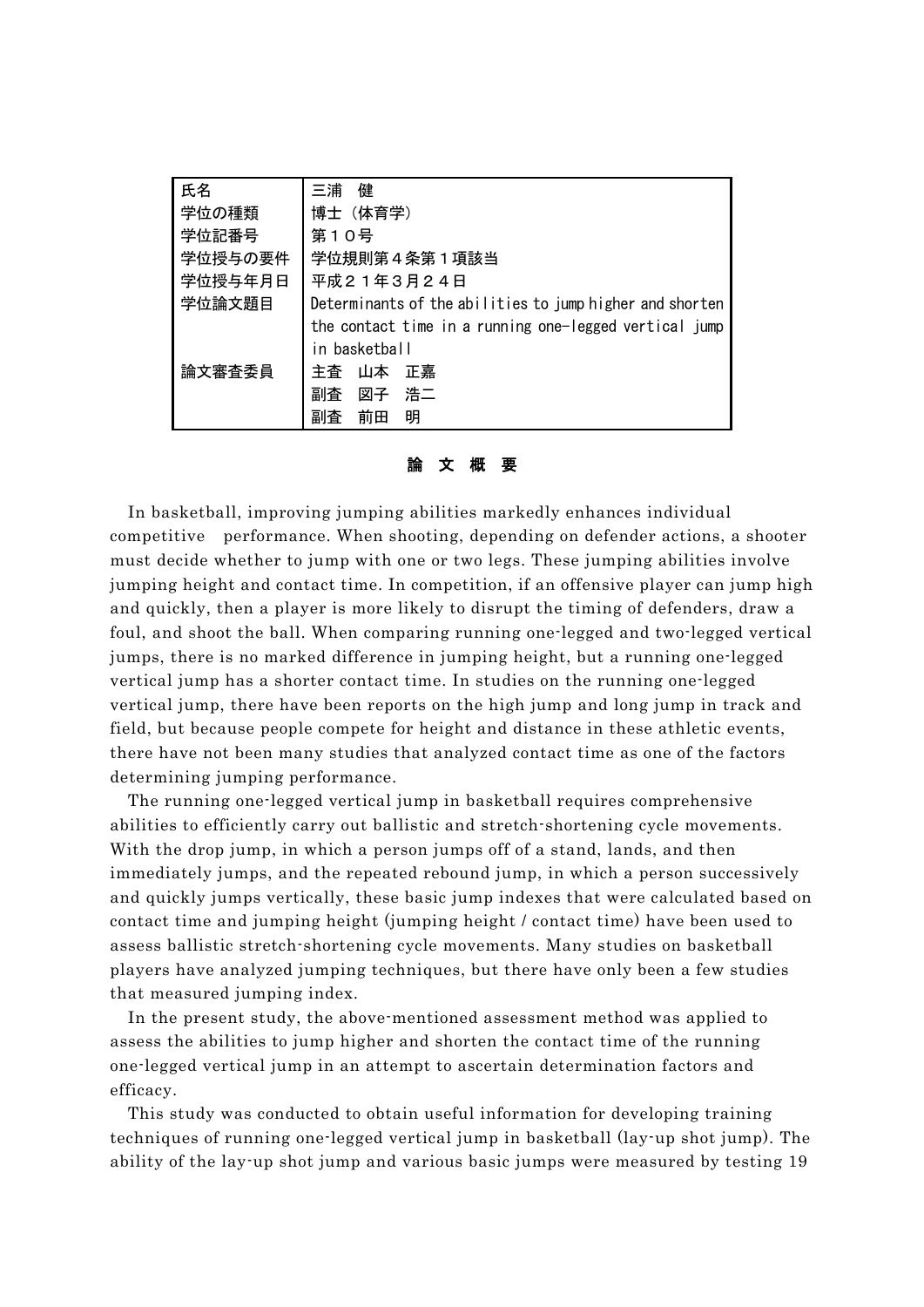| 氏名 | 三浦　健 |
|---|---|
| 学位の種類 | 博士（体育学） |
| 学位記番号 | 第１０号 |
| 学位授与の要件 | 学位規則第４条第１項該当 |
| 学位授与年月日 | 平成２１年３月２４日 |
| 学位論文題目 | Determinants of the abilities to jump higher and shorten the contact time in a running one-legged vertical jump in basketball |
| 論文審査委員 | 主査　山本　正嘉<br>副査　図子　浩二<br>副査　前田　明 |

## 論 文 概 要

In basketball, improving jumping abilities markedly enhances individual competitive performance. When shooting, depending on defender actions, a shooter must decide whether to jump with one or two legs. These jumping abilities involve jumping height and contact time. In competition, if an offensive player can jump high and quickly, then a player is more likely to disrupt the timing of defenders, draw a foul, and shoot the ball. When comparing running one-legged and two-legged vertical jumps, there is no marked difference in jumping height, but a running one-legged vertical jump has a shorter contact time. In studies on the running one-legged vertical jump, there have been reports on the high jump and long jump in track and field, but because people compete for height and distance in these athletic events, there have not been many studies that analyzed contact time as one of the factors determining jumping performance.

The running one-legged vertical jump in basketball requires comprehensive abilities to efficiently carry out ballistic and stretch-shortening cycle movements. With the drop jump, in which a person jumps off of a stand, lands, and then immediately jumps, and the repeated rebound jump, in which a person successively and quickly jumps vertically, these basic jump indexes that were calculated based on contact time and jumping height (jumping height / contact time) have been used to assess ballistic stretch-shortening cycle movements. Many studies on basketball players have analyzed jumping techniques, but there have only been a few studies that measured jumping index.

In the present study, the above-mentioned assessment method was applied to assess the abilities to jump higher and shorten the contact time of the running one-legged vertical jump in an attempt to ascertain determination factors and efficacy.

This study was conducted to obtain useful information for developing training techniques of running one-legged vertical jump in basketball (lay-up shot jump). The ability of the lay-up shot jump and various basic jumps were measured by testing 19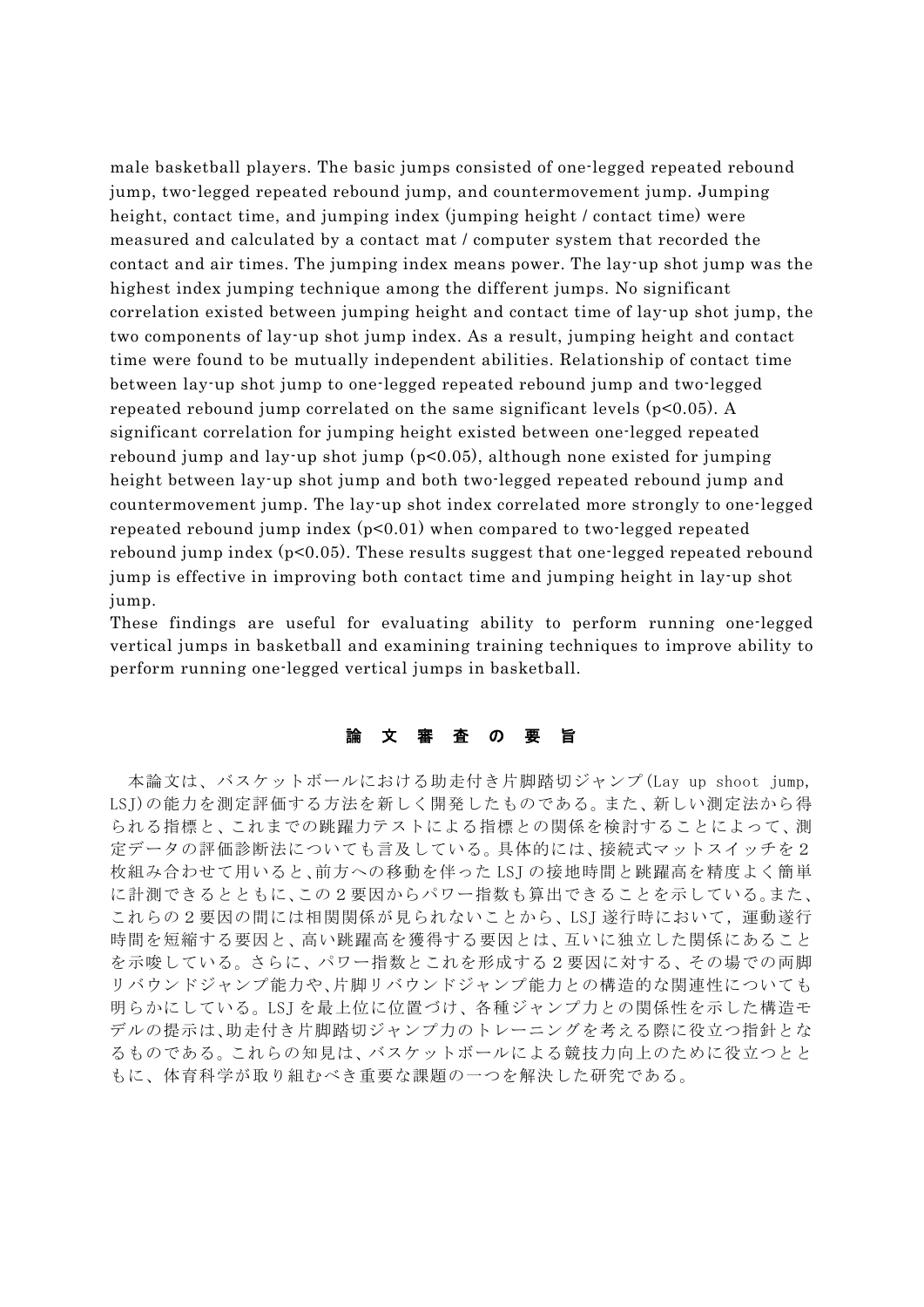male basketball players. The basic jumps consisted of one-legged repeated rebound jump, two-legged repeated rebound jump, and countermovement jump. Jumping height, contact time, and jumping index (jumping height / contact time) were measured and calculated by a contact mat / computer system that recorded the contact and air times. The jumping index means power. The lay-up shot jump was the highest index jumping technique among the different jumps. No significant correlation existed between jumping height and contact time of lay-up shot jump, the two components of lay-up shot jump index. As a result, jumping height and contact time were found to be mutually independent abilities. Relationship of contact time between lay-up shot jump to one-legged repeated rebound jump and two-legged repeated rebound jump correlated on the same significant levels ($p<0.05$). A significant correlation for jumping height existed between one-legged repeated rebound jump and lay-up shot jump ($p<0.05$), although none existed for jumping height between lay-up shot jump and both two-legged repeated rebound jump and countermovement jump. The lay-up shot index correlated more strongly to one-legged repeated rebound jump index ($p<0.01$) when compared to two-legged repeated rebound jump index ($p<0.05$). These results suggest that one-legged repeated rebound jump is effective in improving both contact time and jumping height in lay-up shot jump.

These findings are useful for evaluating ability to perform running one-legged vertical jumps in basketball and examining training techniques to improve ability to perform running one-legged vertical jumps in basketball.

## 論 文 審 査 の 要 旨

本論文は、バスケットボールにおける助走付き片脚踏切ジャンプ(Lay up shoot jump, LSJ)の能力を測定評価する方法を新しく開発したものである。また、新しい測定法から得られる指標と、これまでの跳躍力テストによる指標との関係を検討することによって、測定データの評価診断法についても言及している。具体的には、接続式マットスイッチを2枚組み合わせて用いると、前方への移動を伴った LSJ の接地時間と跳躍高を精度よく簡単に計測できるとともに、この2要因からパワー指数も算出できることを示している。また、これらの2要因の間には相関関係が見られないことから、LSJ 遂行時において，運動遂行時間を短縮する要因と、高い跳躍高を獲得する要因とは、互いに独立した関係にあることを示唆している。さらに、パワー指数とこれを形成する2要因に対する、その場での両脚リバウンドジャンプ能力や､片脚リバウンドジャンプ能力との構造的な関連性についても明らかにしている。LSJ を最上位に位置づけ、各種ジャンプ力との関係性を示した構造モデルの提示は､助走付き片脚踏切ジャンプ力のトレーニングを考える際に役立つ指針となるものである。これらの知見は、バスケットボールによる競技力向上のために役立つとともに、体育科学が取り組むべき重要な課題の一つを解決した研究である。